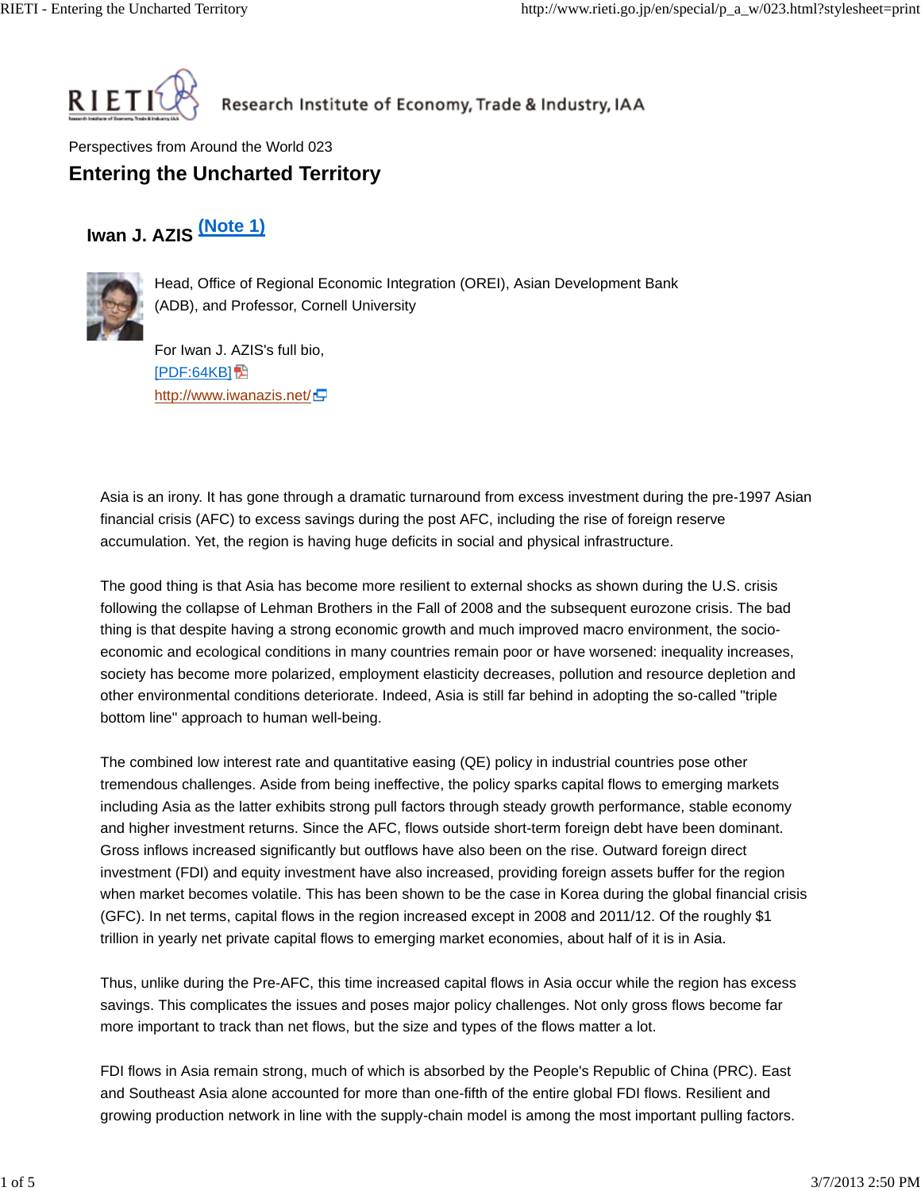Perspectives from Around the World 023

# Entering the Uncharted Territory

## Iwan J. AZIS (Note 1)

Head, Office of Regional Economic Integration (OREI), Asian Development Bank (ADB), and Professor, Cornell University

For Iwan J. AZIS's full bio,
[PDF:64KB]
http://www.iwanazis.net/

Asia is an irony. It has gone through a dramatic turnaround from excess investment during the pre-1997 Asian financial crisis (AFC) to excess savings during the post AFC, including the rise of foreign reserve accumulation. Yet, the region is having huge deficits in social and physical infrastructure.

The good thing is that Asia has become more resilient to external shocks as shown during the U.S. crisis following the collapse of Lehman Brothers in the Fall of 2008 and the subsequent eurozone crisis. The bad thing is that despite having a strong economic growth and much improved macro environment, the socio-economic and ecological conditions in many countries remain poor or have worsened: inequality increases, society has become more polarized, employment elasticity decreases, pollution and resource depletion and other environmental conditions deteriorate. Indeed, Asia is still far behind in adopting the so-called "triple bottom line" approach to human well-being.

The combined low interest rate and quantitative easing (QE) policy in industrial countries pose other tremendous challenges. Aside from being ineffective, the policy sparks capital flows to emerging markets including Asia as the latter exhibits strong pull factors through steady growth performance, stable economy and higher investment returns. Since the AFC, flows outside short-term foreign debt have been dominant. Gross inflows increased significantly but outflows have also been on the rise. Outward foreign direct investment (FDI) and equity investment have also increased, providing foreign assets buffer for the region when market becomes volatile. This has been shown to be the case in Korea during the global financial crisis (GFC). In net terms, capital flows in the region increased except in 2008 and 2011/12. Of the roughly $1 trillion in yearly net private capital flows to emerging market economies, about half of it is in Asia.

Thus, unlike during the Pre-AFC, this time increased capital flows in Asia occur while the region has excess savings. This complicates the issues and poses major policy challenges. Not only gross flows become far more important to track than net flows, but the size and types of the flows matter a lot.

FDI flows in Asia remain strong, much of which is absorbed by the People's Republic of China (PRC). East and Southeast Asia alone accounted for more than one-fifth of the entire global FDI flows. Resilient and growing production network in line with the supply-chain model is among the most important pulling factors.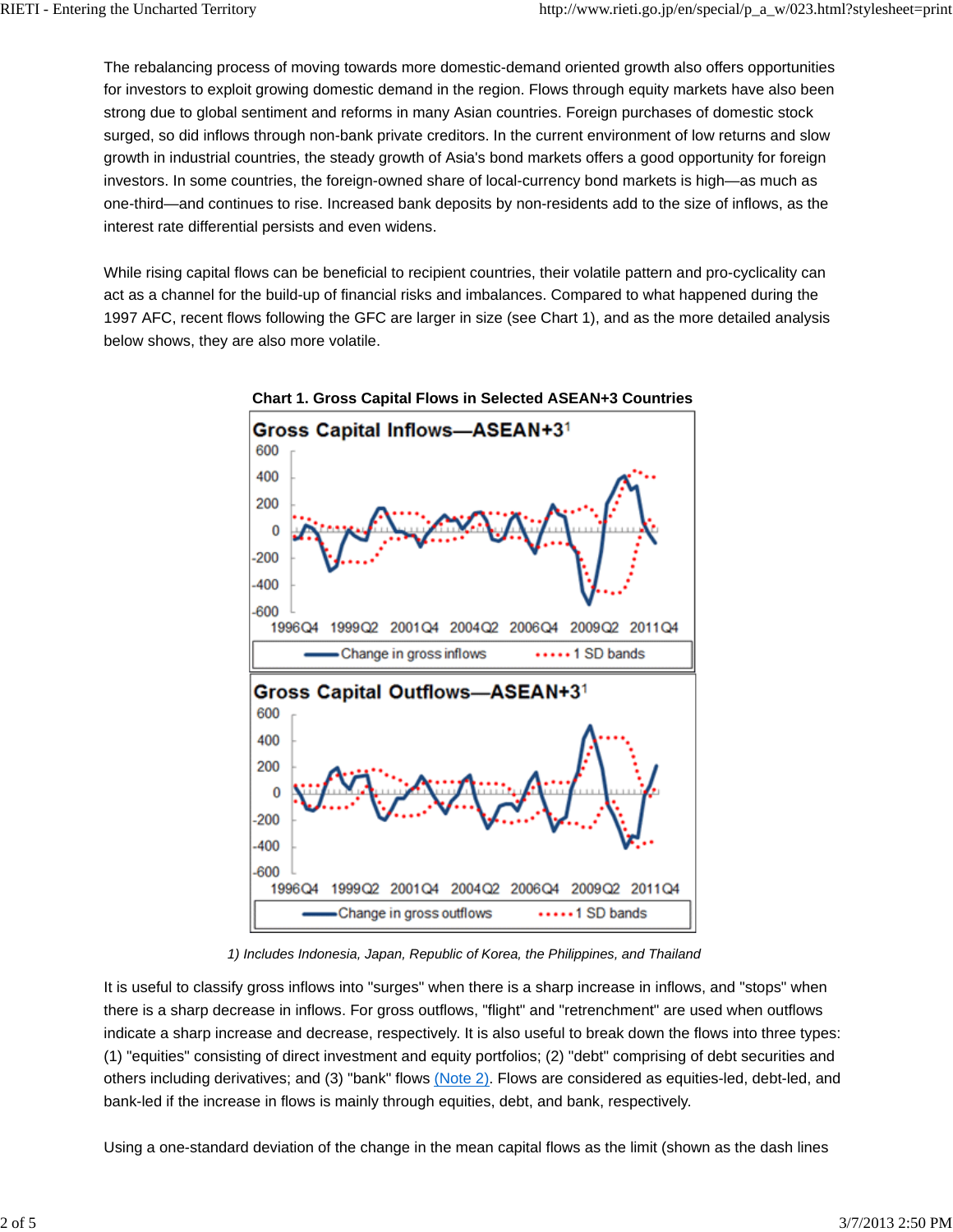The rebalancing process of moving towards more domestic-demand oriented growth also offers opportunities for investors to exploit growing domestic demand in the region. Flows through equity markets have also been strong due to global sentiment and reforms in many Asian countries. Foreign purchases of domestic stock surged, so did inflows through non-bank private creditors. In the current environment of low returns and slow growth in industrial countries, the steady growth of Asia's bond markets offers a good opportunity for foreign investors. In some countries, the foreign-owned share of local-currency bond markets is high—as much as one-third—and continues to rise. Increased bank deposits by non-residents add to the size of inflows, as the interest rate differential persists and even widens.

While rising capital flows can be beneficial to recipient countries, their volatile pattern and pro-cyclicality can act as a channel for the build-up of financial risks and imbalances. Compared to what happened during the 1997 AFC, recent flows following the GFC are larger in size (see Chart 1), and as the more detailed analysis below shows, they are also more volatile.

**Chart 1. Gross Capital Flows in Selected ASEAN+3 Countries**

*1) Includes Indonesia, Japan, Republic of Korea, the Philippines, and Thailand*

It is useful to classify gross inflows into "surges" when there is a sharp increase in inflows, and "stops" when there is a sharp decrease in inflows. For gross outflows, "flight" and "retrenchment" are used when outflows indicate a sharp increase and decrease, respectively. It is also useful to break down the flows into three types: (1) "equities" consisting of direct investment and equity portfolios; (2) "debt" comprising of debt securities and others including derivatives; and (3) "bank" flows (Note 2). Flows are considered as equities-led, debt-led, and bank-led if the increase in flows is mainly through equities, debt, and bank, respectively.

Using a one-standard deviation of the change in the mean capital flows as the limit (shown as the dash lines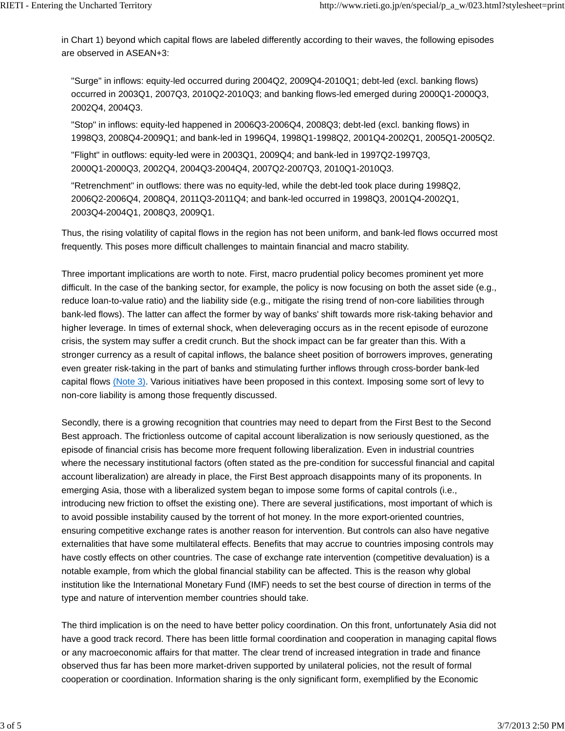in Chart 1) beyond which capital flows are labeled differently according to their waves, the following episodes are observed in ASEAN+3:

"Surge" in inflows: equity-led occurred during 2004Q2, 2009Q4-2010Q1; debt-led (excl. banking flows) occurred in 2003Q1, 2007Q3, 2010Q2-2010Q3; and banking flows-led emerged during 2000Q1-2000Q3, 2002Q4, 2004Q3.

"Stop" in inflows: equity-led happened in 2006Q3-2006Q4, 2008Q3; debt-led (excl. banking flows) in 1998Q3, 2008Q4-2009Q1; and bank-led in 1996Q4, 1998Q1-1998Q2, 2001Q4-2002Q1, 2005Q1-2005Q2.

"Flight" in outflows: equity-led were in 2003Q1, 2009Q4; and bank-led in 1997Q2-1997Q3, 2000Q1-2000Q3, 2002Q4, 2004Q3-2004Q4, 2007Q2-2007Q3, 2010Q1-2010Q3.

"Retrenchment" in outflows: there was no equity-led, while the debt-led took place during 1998Q2, 2006Q2-2006Q4, 2008Q4, 2011Q3-2011Q4; and bank-led occurred in 1998Q3, 2001Q4-2002Q1, 2003Q4-2004Q1, 2008Q3, 2009Q1.

Thus, the rising volatility of capital flows in the region has not been uniform, and bank-led flows occurred most frequently. This poses more difficult challenges to maintain financial and macro stability.

Three important implications are worth to note. First, macro prudential policy becomes prominent yet more difficult. In the case of the banking sector, for example, the policy is now focusing on both the asset side (e.g., reduce loan-to-value ratio) and the liability side (e.g., mitigate the rising trend of non-core liabilities through bank-led flows). The latter can affect the former by way of banks' shift towards more risk-taking behavior and higher leverage. In times of external shock, when deleveraging occurs as in the recent episode of eurozone crisis, the system may suffer a credit crunch. But the shock impact can be far greater than this. With a stronger currency as a result of capital inflows, the balance sheet position of borrowers improves, generating even greater risk-taking in the part of banks and stimulating further inflows through cross-border bank-led capital flows (Note 3). Various initiatives have been proposed in this context. Imposing some sort of levy to non-core liability is among those frequently discussed.

Secondly, there is a growing recognition that countries may need to depart from the First Best to the Second Best approach. The frictionless outcome of capital account liberalization is now seriously questioned, as the episode of financial crisis has become more frequent following liberalization. Even in industrial countries where the necessary institutional factors (often stated as the pre-condition for successful financial and capital account liberalization) are already in place, the First Best approach disappoints many of its proponents. In emerging Asia, those with a liberalized system began to impose some forms of capital controls (i.e., introducing new friction to offset the existing one). There are several justifications, most important of which is to avoid possible instability caused by the torrent of hot money. In the more export-oriented countries, ensuring competitive exchange rates is another reason for intervention. But controls can also have negative externalities that have some multilateral effects. Benefits that may accrue to countries imposing controls may have costly effects on other countries. The case of exchange rate intervention (competitive devaluation) is a notable example, from which the global financial stability can be affected. This is the reason why global institution like the International Monetary Fund (IMF) needs to set the best course of direction in terms of the type and nature of intervention member countries should take.

The third implication is on the need to have better policy coordination. On this front, unfortunately Asia did not have a good track record. There has been little formal coordination and cooperation in managing capital flows or any macroeconomic affairs for that matter. The clear trend of increased integration in trade and finance observed thus far has been more market-driven supported by unilateral policies, not the result of formal cooperation or coordination. Information sharing is the only significant form, exemplified by the Economic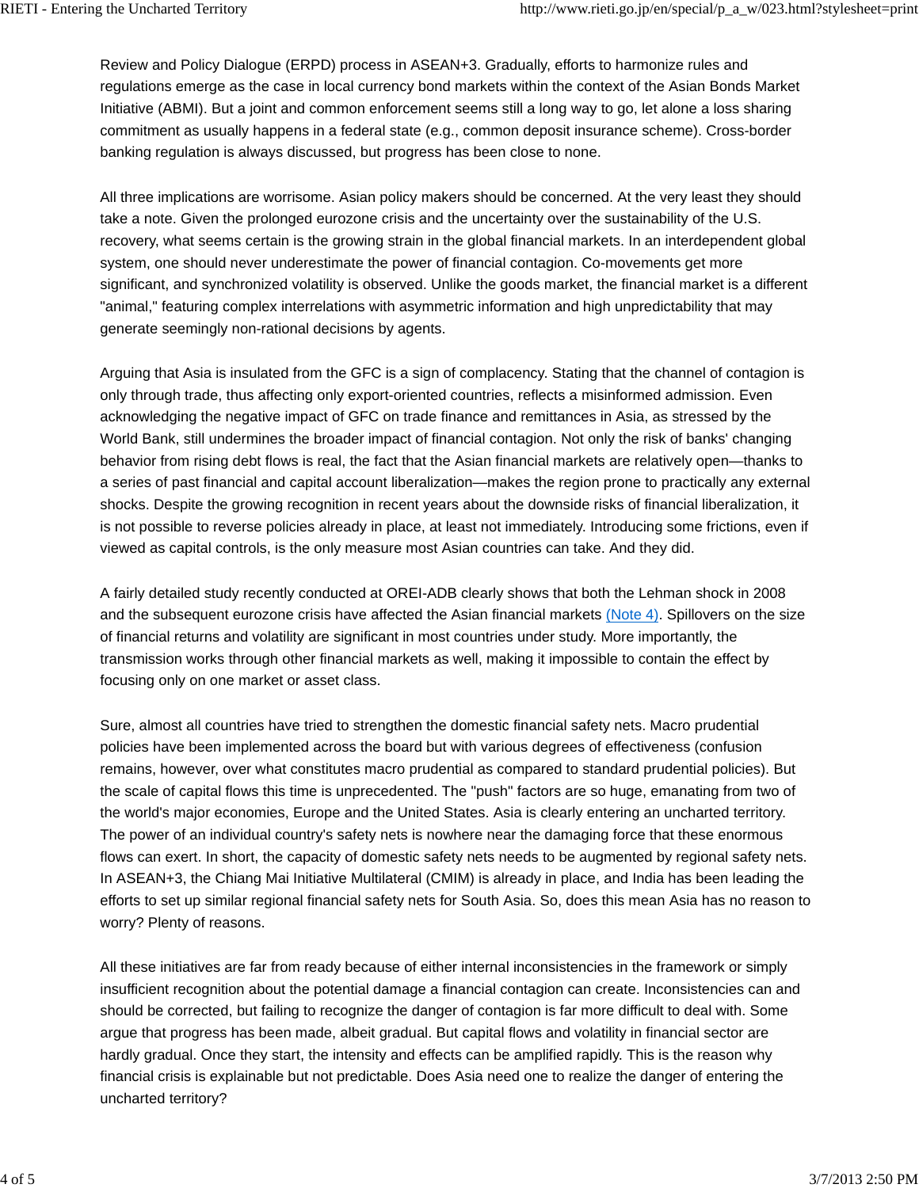Review and Policy Dialogue (ERPD) process in ASEAN+3. Gradually, efforts to harmonize rules and regulations emerge as the case in local currency bond markets within the context of the Asian Bonds Market Initiative (ABMI). But a joint and common enforcement seems still a long way to go, let alone a loss sharing commitment as usually happens in a federal state (e.g., common deposit insurance scheme). Cross-border banking regulation is always discussed, but progress has been close to none.

All three implications are worrisome. Asian policy makers should be concerned. At the very least they should take a note. Given the prolonged eurozone crisis and the uncertainty over the sustainability of the U.S. recovery, what seems certain is the growing strain in the global financial markets. In an interdependent global system, one should never underestimate the power of financial contagion. Co-movements get more significant, and synchronized volatility is observed. Unlike the goods market, the financial market is a different "animal," featuring complex interrelations with asymmetric information and high unpredictability that may generate seemingly non-rational decisions by agents.

Arguing that Asia is insulated from the GFC is a sign of complacency. Stating that the channel of contagion is only through trade, thus affecting only export-oriented countries, reflects a misinformed admission. Even acknowledging the negative impact of GFC on trade finance and remittances in Asia, as stressed by the World Bank, still undermines the broader impact of financial contagion. Not only the risk of banks' changing behavior from rising debt flows is real, the fact that the Asian financial markets are relatively open—thanks to a series of past financial and capital account liberalization—makes the region prone to practically any external shocks. Despite the growing recognition in recent years about the downside risks of financial liberalization, it is not possible to reverse policies already in place, at least not immediately. Introducing some frictions, even if viewed as capital controls, is the only measure most Asian countries can take. And they did.

A fairly detailed study recently conducted at OREI-ADB clearly shows that both the Lehman shock in 2008 and the subsequent eurozone crisis have affected the Asian financial markets (Note 4). Spillovers on the size of financial returns and volatility are significant in most countries under study. More importantly, the transmission works through other financial markets as well, making it impossible to contain the effect by focusing only on one market or asset class.

Sure, almost all countries have tried to strengthen the domestic financial safety nets. Macro prudential policies have been implemented across the board but with various degrees of effectiveness (confusion remains, however, over what constitutes macro prudential as compared to standard prudential policies). But the scale of capital flows this time is unprecedented. The "push" factors are so huge, emanating from two of the world's major economies, Europe and the United States. Asia is clearly entering an uncharted territory. The power of an individual country's safety nets is nowhere near the damaging force that these enormous flows can exert. In short, the capacity of domestic safety nets needs to be augmented by regional safety nets. In ASEAN+3, the Chiang Mai Initiative Multilateral (CMIM) is already in place, and India has been leading the efforts to set up similar regional financial safety nets for South Asia. So, does this mean Asia has no reason to worry? Plenty of reasons.

All these initiatives are far from ready because of either internal inconsistencies in the framework or simply insufficient recognition about the potential damage a financial contagion can create. Inconsistencies can and should be corrected, but failing to recognize the danger of contagion is far more difficult to deal with. Some argue that progress has been made, albeit gradual. But capital flows and volatility in financial sector are hardly gradual. Once they start, the intensity and effects can be amplified rapidly. This is the reason why financial crisis is explainable but not predictable. Does Asia need one to realize the danger of entering the uncharted territory?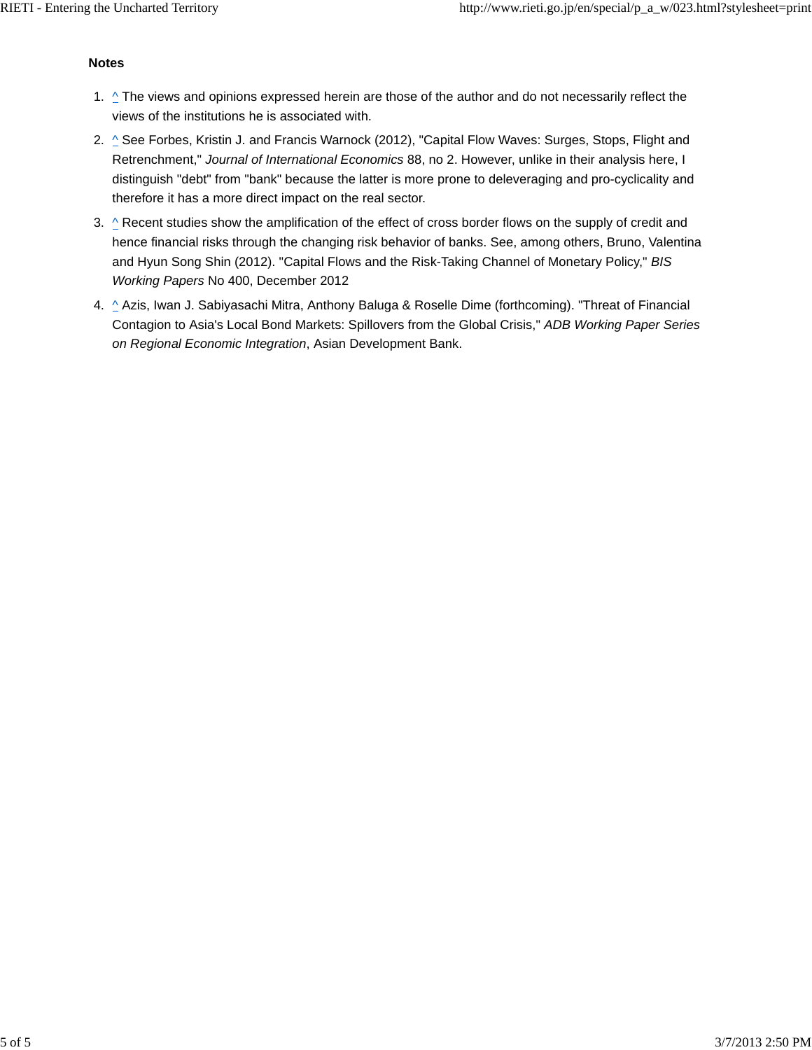**Notes**

1. ^ The views and opinions expressed herein are those of the author and do not necessarily reflect the views of the institutions he is associated with.
2. ^ See Forbes, Kristin J. and Francis Warnock (2012), "Capital Flow Waves: Surges, Stops, Flight and Retrenchment," *Journal of International Economics* 88, no 2. However, unlike in their analysis here, I distinguish "debt" from "bank" because the latter is more prone to deleveraging and pro-cyclicality and therefore it has a more direct impact on the real sector.
3. ^ Recent studies show the amplification of the effect of cross border flows on the supply of credit and hence financial risks through the changing risk behavior of banks. See, among others, Bruno, Valentina and Hyun Song Shin (2012). "Capital Flows and the Risk-Taking Channel of Monetary Policy," *BIS Working Papers* No 400, December 2012
4. ^ Azis, Iwan J. Sabiyasachi Mitra, Anthony Baluga & Roselle Dime (forthcoming). "Threat of Financial Contagion to Asia's Local Bond Markets: Spillovers from the Global Crisis," *ADB Working Paper Series on Regional Economic Integration*, Asian Development Bank.